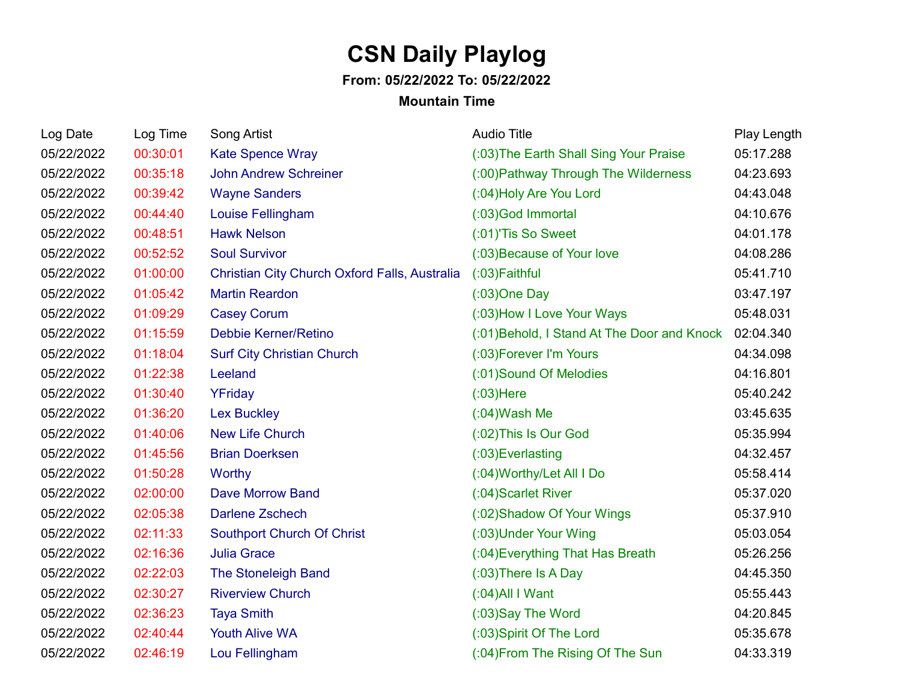# CSN Daily Playlog

**From: 05/22/2022 To: 05/22/2022**

**Mountain Time**

| Log Date | Log Time | Song Artist | Audio Title | Play Length |
|---|---|---|---|---|
| 05/22/2022 | 00:30:01 | Kate Spence Wray | (:03)The Earth Shall Sing Your Praise | 05:17.288 |
| 05/22/2022 | 00:35:18 | John Andrew Schreiner | (:00)Pathway Through The Wilderness | 04:23.693 |
| 05/22/2022 | 00:39:42 | Wayne Sanders | (:04)Holy Are You Lord | 04:43.048 |
| 05/22/2022 | 00:44:40 | Louise Fellingham | (:03)God Immortal | 04:10.676 |
| 05/22/2022 | 00:48:51 | Hawk Nelson | (:01)'Tis So Sweet | 04:01.178 |
| 05/22/2022 | 00:52:52 | Soul Survivor | (:03)Because of Your love | 04:08.286 |
| 05/22/2022 | 01:00:00 | Christian City Church Oxford Falls, Australia | (:03)Faithful | 05:41.710 |
| 05/22/2022 | 01:05:42 | Martin Reardon | (:03)One Day | 03:47.197 |
| 05/22/2022 | 01:09:29 | Casey Corum | (:03)How I Love Your Ways | 05:48.031 |
| 05/22/2022 | 01:15:59 | Debbie Kerner/Retino | (:01)Behold, I Stand At The Door and Knock | 02:04.340 |
| 05/22/2022 | 01:18:04 | Surf City Christian Church | (:03)Forever I'm Yours | 04:34.098 |
| 05/22/2022 | 01:22:38 | Leeland | (:01)Sound Of Melodies | 04:16.801 |
| 05/22/2022 | 01:30:40 | YFriday | (:03)Here | 05:40.242 |
| 05/22/2022 | 01:36:20 | Lex Buckley | (:04)Wash Me | 03:45.635 |
| 05/22/2022 | 01:40:06 | New Life Church | (:02)This Is Our God | 05:35.994 |
| 05/22/2022 | 01:45:56 | Brian Doerksen | (:03)Everlasting | 04:32.457 |
| 05/22/2022 | 01:50:28 | Worthy | (:04)Worthy/Let All I Do | 05:58.414 |
| 05/22/2022 | 02:00:00 | Dave Morrow Band | (:04)Scarlet River | 05:37.020 |
| 05/22/2022 | 02:05:38 | Darlene Zschech | (:02)Shadow Of Your Wings | 05:37.910 |
| 05/22/2022 | 02:11:33 | Southport Church Of Christ | (:03)Under Your Wing | 05:03.054 |
| 05/22/2022 | 02:16:36 | Julia Grace | (:04)Everything That Has Breath | 05:26.256 |
| 05/22/2022 | 02:22:03 | The Stoneleigh Band | (:03)There Is A Day | 04:45.350 |
| 05/22/2022 | 02:30:27 | Riverview Church | (:04)All I Want | 05:55.443 |
| 05/22/2022 | 02:36:23 | Taya Smith | (:03)Say The Word | 04:20.845 |
| 05/22/2022 | 02:40:44 | Youth Alive WA | (:03)Spirit Of The Lord | 05:35.678 |
| 05/22/2022 | 02:46:19 | Lou Fellingham | (:04)From The Rising Of The Sun | 04:33.319 |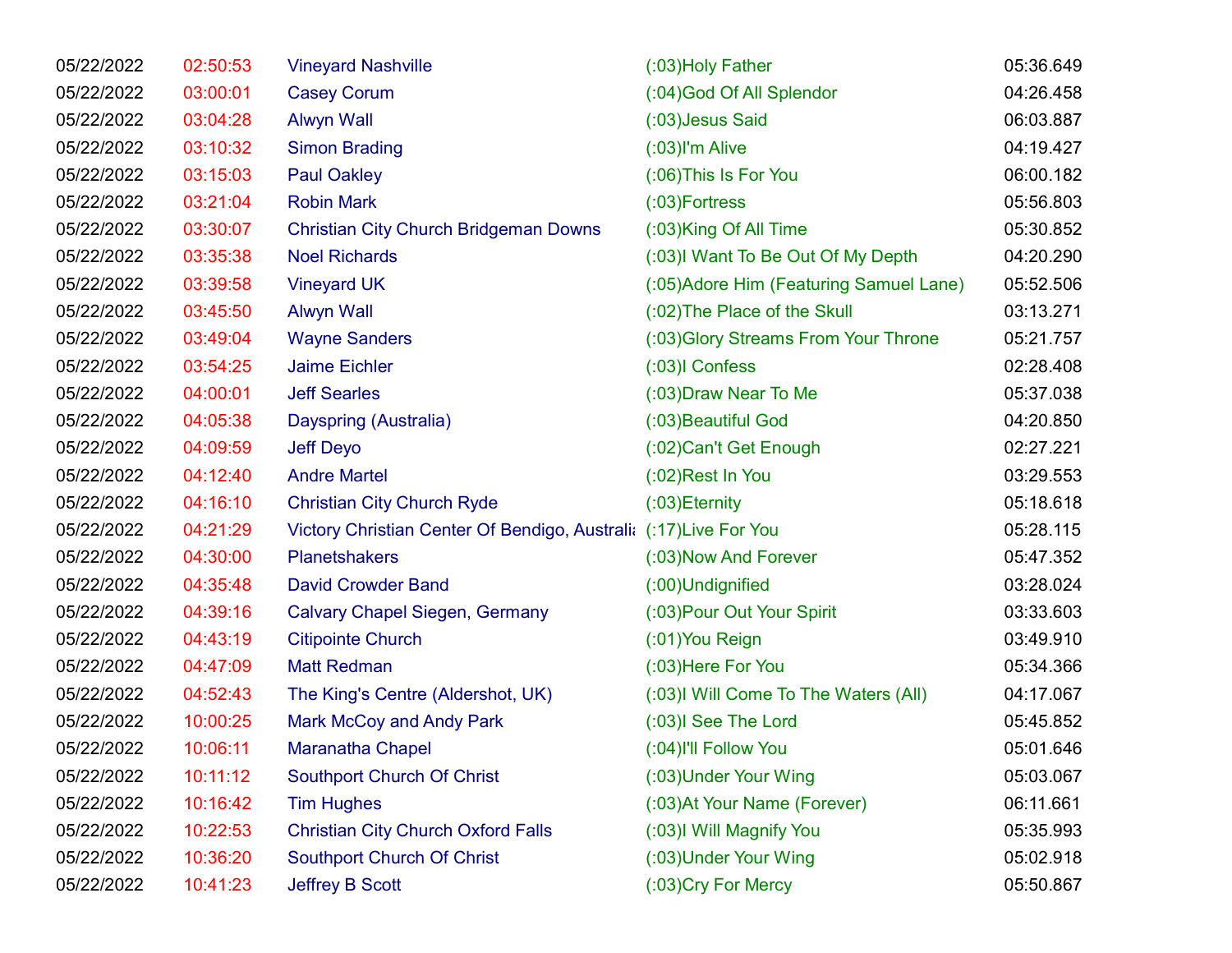| | | | | |
|---|---|---|---|---|
| 05/22/2022 | 02:50:53 | Vineyard Nashville | (:03)Holy Father | 05:36.649 |
| 05/22/2022 | 03:00:01 | Casey Corum | (:04)God Of All Splendor | 04:26.458 |
| 05/22/2022 | 03:04:28 | Alwyn Wall | (:03)Jesus Said | 06:03.887 |
| 05/22/2022 | 03:10:32 | Simon Brading | (:03)I'm Alive | 04:19.427 |
| 05/22/2022 | 03:15:03 | Paul Oakley | (:06)This Is For You | 06:00.182 |
| 05/22/2022 | 03:21:04 | Robin Mark | (:03)Fortress | 05:56.803 |
| 05/22/2022 | 03:30:07 | Christian City Church Bridgeman Downs | (:03)King Of All Time | 05:30.852 |
| 05/22/2022 | 03:35:38 | Noel Richards | (:03)I Want To Be Out Of My Depth | 04:20.290 |
| 05/22/2022 | 03:39:58 | Vineyard UK | (:05)Adore Him (Featuring Samuel Lane) | 05:52.506 |
| 05/22/2022 | 03:45:50 | Alwyn Wall | (:02)The Place of the Skull | 03:13.271 |
| 05/22/2022 | 03:49:04 | Wayne Sanders | (:03)Glory Streams From Your Throne | 05:21.757 |
| 05/22/2022 | 03:54:25 | Jaime Eichler | (:03)I Confess | 02:28.408 |
| 05/22/2022 | 04:00:01 | Jeff Searles | (:03)Draw Near To Me | 05:37.038 |
| 05/22/2022 | 04:05:38 | Dayspring (Australia) | (:03)Beautiful God | 04:20.850 |
| 05/22/2022 | 04:09:59 | Jeff Deyo | (:02)Can't Get Enough | 02:27.221 |
| 05/22/2022 | 04:12:40 | Andre Martel | (:02)Rest In You | 03:29.553 |
| 05/22/2022 | 04:16:10 | Christian City Church Ryde | (:03)Eternity | 05:18.618 |
| 05/22/2022 | 04:21:29 | Victory Christian Center Of Bendigo, Australia | (:17)Live For You | 05:28.115 |
| 05/22/2022 | 04:30:00 | Planetshakers | (:03)Now And Forever | 05:47.352 |
| 05/22/2022 | 04:35:48 | David Crowder Band | (:00)Undignified | 03:28.024 |
| 05/22/2022 | 04:39:16 | Calvary Chapel Siegen, Germany | (:03)Pour Out Your Spirit | 03:33.603 |
| 05/22/2022 | 04:43:19 | Citipointe Church | (:01)You Reign | 03:49.910 |
| 05/22/2022 | 04:47:09 | Matt Redman | (:03)Here For You | 05:34.366 |
| 05/22/2022 | 04:52:43 | The King's Centre (Aldershot, UK) | (:03)I Will Come To The Waters (All) | 04:17.067 |
| 05/22/2022 | 10:00:25 | Mark McCoy and Andy Park | (:03)I See The Lord | 05:45.852 |
| 05/22/2022 | 10:06:11 | Maranatha Chapel | (:04)I'll Follow You | 05:01.646 |
| 05/22/2022 | 10:11:12 | Southport Church Of Christ | (:03)Under Your Wing | 05:03.067 |
| 05/22/2022 | 10:16:42 | Tim Hughes | (:03)At Your Name (Forever) | 06:11.661 |
| 05/22/2022 | 10:22:53 | Christian City Church Oxford Falls | (:03)I Will Magnify You | 05:35.993 |
| 05/22/2022 | 10:36:20 | Southport Church Of Christ | (:03)Under Your Wing | 05:02.918 |
| 05/22/2022 | 10:41:23 | Jeffrey B Scott | (:03)Cry For Mercy | 05:50.867 |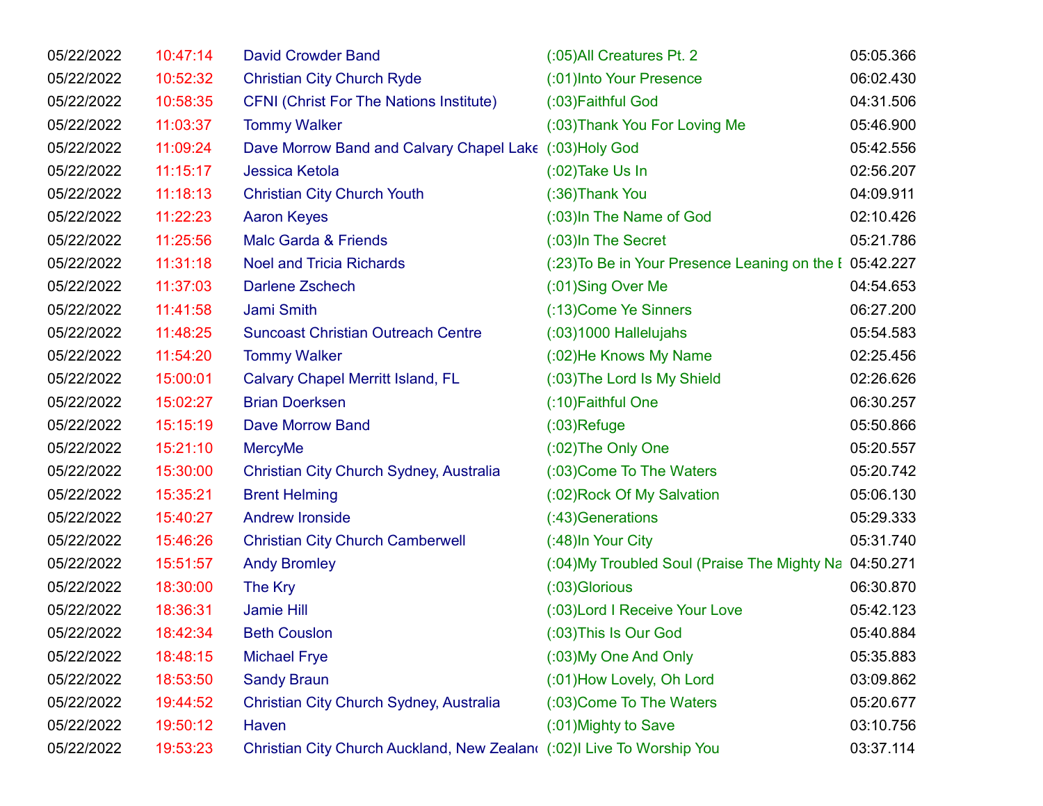| | | | | |
|---|---|---|---|---|
| 05/22/2022 | 10:47:14 | David Crowder Band | (:05)All Creatures Pt. 2 | 05:05.366 |
| 05/22/2022 | 10:52:32 | Christian City Church Ryde | (:01)Into Your Presence | 06:02.430 |
| 05/22/2022 | 10:58:35 | CFNI (Christ For The Nations Institute) | (:03)Faithful God | 04:31.506 |
| 05/22/2022 | 11:03:37 | Tommy Walker | (:03)Thank You For Loving Me | 05:46.900 |
| 05/22/2022 | 11:09:24 | Dave Morrow Band and Calvary Chapel Lake | (:03)Holy God | 05:42.556 |
| 05/22/2022 | 11:15:17 | Jessica Ketola | (:02)Take Us In | 02:56.207 |
| 05/22/2022 | 11:18:13 | Christian City Church Youth | (:36)Thank You | 04:09.911 |
| 05/22/2022 | 11:22:23 | Aaron Keyes | (:03)In The Name of God | 02:10.426 |
| 05/22/2022 | 11:25:56 | Malc Garda & Friends | (:03)In The Secret | 05:21.786 |
| 05/22/2022 | 11:31:18 | Noel and Tricia Richards | (:23)To Be in Your Presence Leaning on the E | 05:42.227 |
| 05/22/2022 | 11:37:03 | Darlene Zschech | (:01)Sing Over Me | 04:54.653 |
| 05/22/2022 | 11:41:58 | Jami Smith | (:13)Come Ye Sinners | 06:27.200 |
| 05/22/2022 | 11:48:25 | Suncoast Christian Outreach Centre | (:03)1000 Hallelujahs | 05:54.583 |
| 05/22/2022 | 11:54:20 | Tommy Walker | (:02)He Knows My Name | 02:25.456 |
| 05/22/2022 | 15:00:01 | Calvary Chapel Merritt Island, FL | (:03)The Lord Is My Shield | 02:26.626 |
| 05/22/2022 | 15:02:27 | Brian Doerksen | (:10)Faithful One | 06:30.257 |
| 05/22/2022 | 15:15:19 | Dave Morrow Band | (:03)Refuge | 05:50.866 |
| 05/22/2022 | 15:21:10 | MercyMe | (:02)The Only One | 05:20.557 |
| 05/22/2022 | 15:30:00 | Christian City Church Sydney, Australia | (:03)Come To The Waters | 05:20.742 |
| 05/22/2022 | 15:35:21 | Brent Helming | (:02)Rock Of My Salvation | 05:06.130 |
| 05/22/2022 | 15:40:27 | Andrew Ironside | (:43)Generations | 05:29.333 |
| 05/22/2022 | 15:46:26 | Christian City Church Camberwell | (:48)In Your City | 05:31.740 |
| 05/22/2022 | 15:51:57 | Andy Bromley | (:04)My Troubled Soul (Praise The Mighty Na | 04:50.271 |
| 05/22/2022 | 18:30:00 | The Kry | (:03)Glorious | 06:30.870 |
| 05/22/2022 | 18:36:31 | Jamie Hill | (:03)Lord I Receive Your Love | 05:42.123 |
| 05/22/2022 | 18:42:34 | Beth Couslon | (:03)This Is Our God | 05:40.884 |
| 05/22/2022 | 18:48:15 | Michael Frye | (:03)My One And Only | 05:35.883 |
| 05/22/2022 | 18:53:50 | Sandy Braun | (:01)How Lovely, Oh Lord | 03:09.862 |
| 05/22/2022 | 19:44:52 | Christian City Church Sydney, Australia | (:03)Come To The Waters | 05:20.677 |
| 05/22/2022 | 19:50:12 | Haven | (:01)Mighty to Save | 03:10.756 |
| 05/22/2022 | 19:53:23 | Christian City Church Auckland, New Zealand | (:02)I Live To Worship You | 03:37.114 |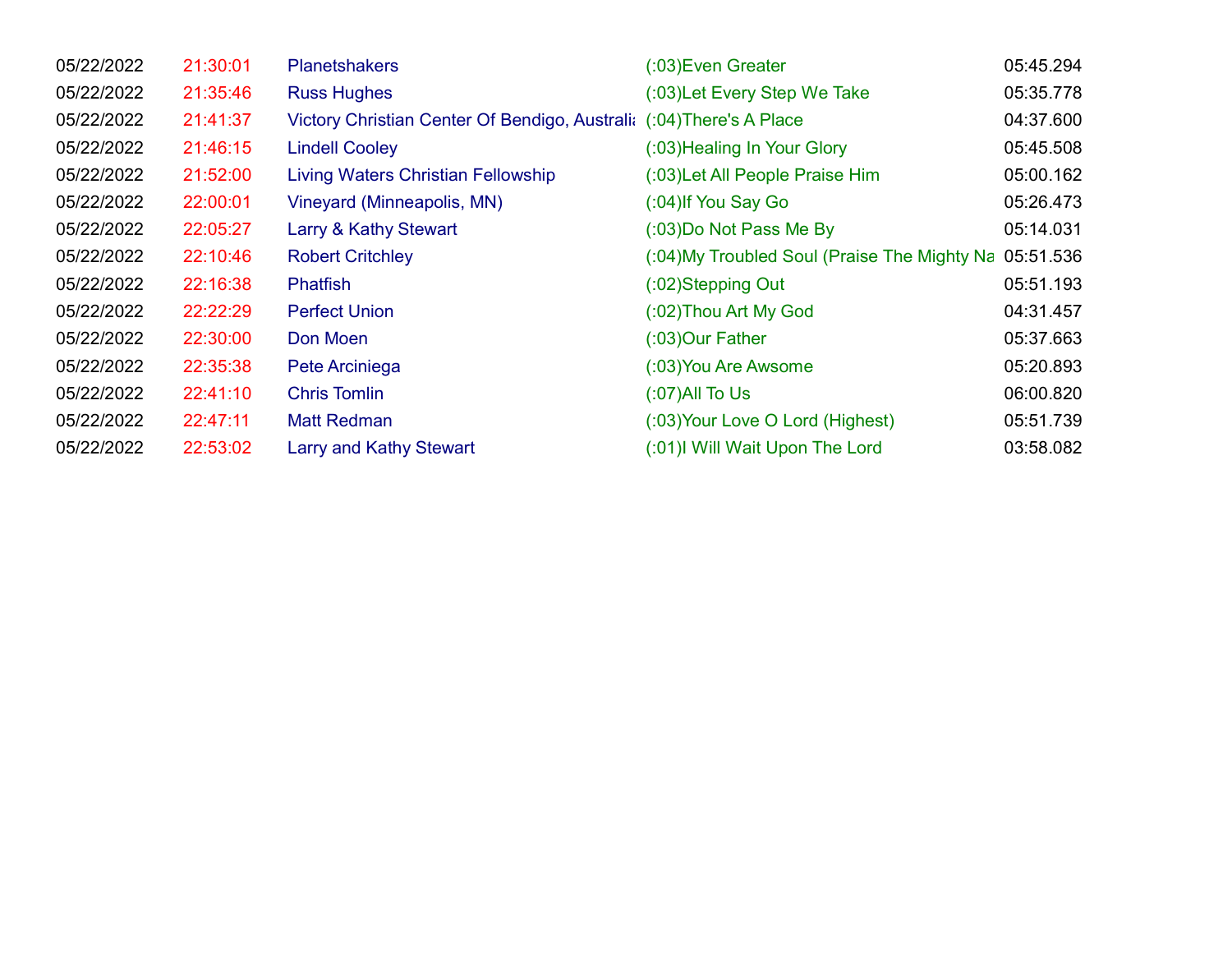| | | | | |
|---|---|---|---|---|
| 05/22/2022 | 21:30:01 | Planetshakers | (:03)Even Greater | 05:45.294 |
| 05/22/2022 | 21:35:46 | Russ Hughes | (:03)Let Every Step We Take | 05:35.778 |
| 05/22/2022 | 21:41:37 | Victory Christian Center Of Bendigo, Australia | (:04)There's A Place | 04:37.600 |
| 05/22/2022 | 21:46:15 | Lindell Cooley | (:03)Healing In Your Glory | 05:45.508 |
| 05/22/2022 | 21:52:00 | Living Waters Christian Fellowship | (:03)Let All People Praise Him | 05:00.162 |
| 05/22/2022 | 22:00:01 | Vineyard (Minneapolis, MN) | (:04)If You Say Go | 05:26.473 |
| 05/22/2022 | 22:05:27 | Larry & Kathy Stewart | (:03)Do Not Pass Me By | 05:14.031 |
| 05/22/2022 | 22:10:46 | Robert Critchley | (:04)My Troubled Soul (Praise The Mighty Na | 05:51.536 |
| 05/22/2022 | 22:16:38 | Phatfish | (:02)Stepping Out | 05:51.193 |
| 05/22/2022 | 22:22:29 | Perfect Union | (:02)Thou Art My God | 04:31.457 |
| 05/22/2022 | 22:30:00 | Don Moen | (:03)Our Father | 05:37.663 |
| 05/22/2022 | 22:35:38 | Pete Arciniega | (:03)You Are Awsome | 05:20.893 |
| 05/22/2022 | 22:41:10 | Chris Tomlin | (:07)All To Us | 06:00.820 |
| 05/22/2022 | 22:47:11 | Matt Redman | (:03)Your Love O Lord (Highest) | 05:51.739 |
| 05/22/2022 | 22:53:02 | Larry and Kathy Stewart | (:01)I Will Wait Upon The Lord | 03:58.082 |